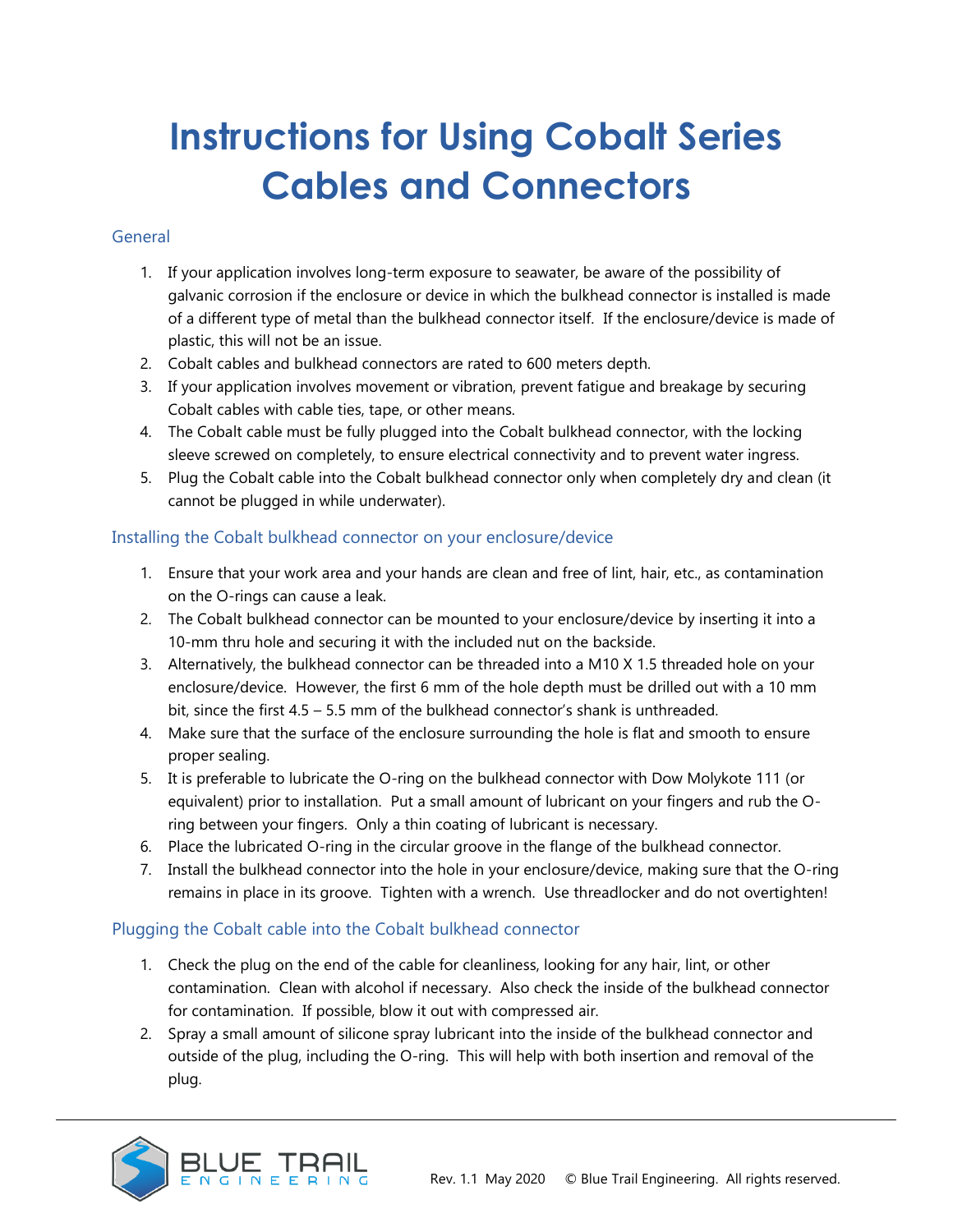# Instructions for Using Cobalt Series Cables and Connectors

## General

1. If your application involves long-term exposure to seawater, be aware of the possibility of galvanic corrosion if the enclosure or device in which the bulkhead connector is installed is made of a different type of metal than the bulkhead connector itself. If the enclosure/device is made of plastic, this will not be an issue.
2. Cobalt cables and bulkhead connectors are rated to 600 meters depth.
3. If your application involves movement or vibration, prevent fatigue and breakage by securing Cobalt cables with cable ties, tape, or other means.
4. The Cobalt cable must be fully plugged into the Cobalt bulkhead connector, with the locking sleeve screwed on completely, to ensure electrical connectivity and to prevent water ingress.
5. Plug the Cobalt cable into the Cobalt bulkhead connector only when completely dry and clean (it cannot be plugged in while underwater).

## Installing the Cobalt bulkhead connector on your enclosure/device

1. Ensure that your work area and your hands are clean and free of lint, hair, etc., as contamination on the O-rings can cause a leak.
2. The Cobalt bulkhead connector can be mounted to your enclosure/device by inserting it into a 10-mm thru hole and securing it with the included nut on the backside.
3. Alternatively, the bulkhead connector can be threaded into a M10 X 1.5 threaded hole on your enclosure/device. However, the first 6 mm of the hole depth must be drilled out with a 10 mm bit, since the first 4.5 – 5.5 mm of the bulkhead connector's shank is unthreaded.
4. Make sure that the surface of the enclosure surrounding the hole is flat and smooth to ensure proper sealing.
5. It is preferable to lubricate the O-ring on the bulkhead connector with Dow Molykote 111 (or equivalent) prior to installation. Put a small amount of lubricant on your fingers and rub the O-ring between your fingers. Only a thin coating of lubricant is necessary.
6. Place the lubricated O-ring in the circular groove in the flange of the bulkhead connector.
7. Install the bulkhead connector into the hole in your enclosure/device, making sure that the O-ring remains in place in its groove. Tighten with a wrench. Use threadlocker and do not overtighten!

## Plugging the Cobalt cable into the Cobalt bulkhead connector

1. Check the plug on the end of the cable for cleanliness, looking for any hair, lint, or other contamination. Clean with alcohol if necessary. Also check the inside of the bulkhead connector for contamination. If possible, blow it out with compressed air.
2. Spray a small amount of silicone spray lubricant into the inside of the bulkhead connector and outside of the plug, including the O-ring. This will help with both insertion and removal of the plug.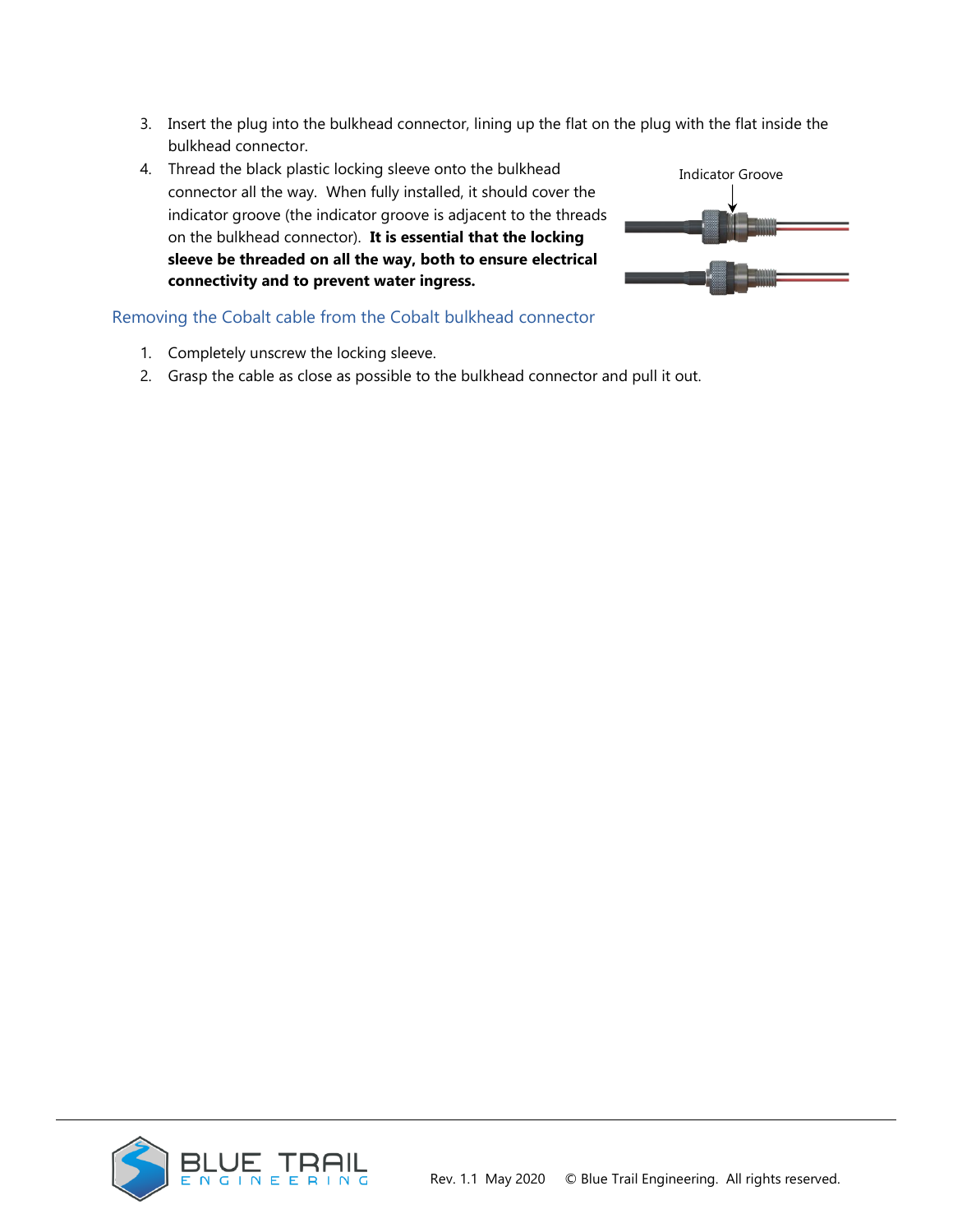3. Insert the plug into the bulkhead connector, lining up the flat on the plug with the flat inside the bulkhead connector.
4. Thread the black plastic locking sleeve onto the bulkhead connector all the way. When fully installed, it should cover the indicator groove (the indicator groove is adjacent to the threads on the bulkhead connector). **It is essential that the locking sleeve be threaded on all the way, both to ensure electrical connectivity and to prevent water ingress.**

Indicator Groove

## Removing the Cobalt cable from the Cobalt bulkhead connector

1. Completely unscrew the locking sleeve.
2. Grasp the cable as close as possible to the bulkhead connector and pull it out.